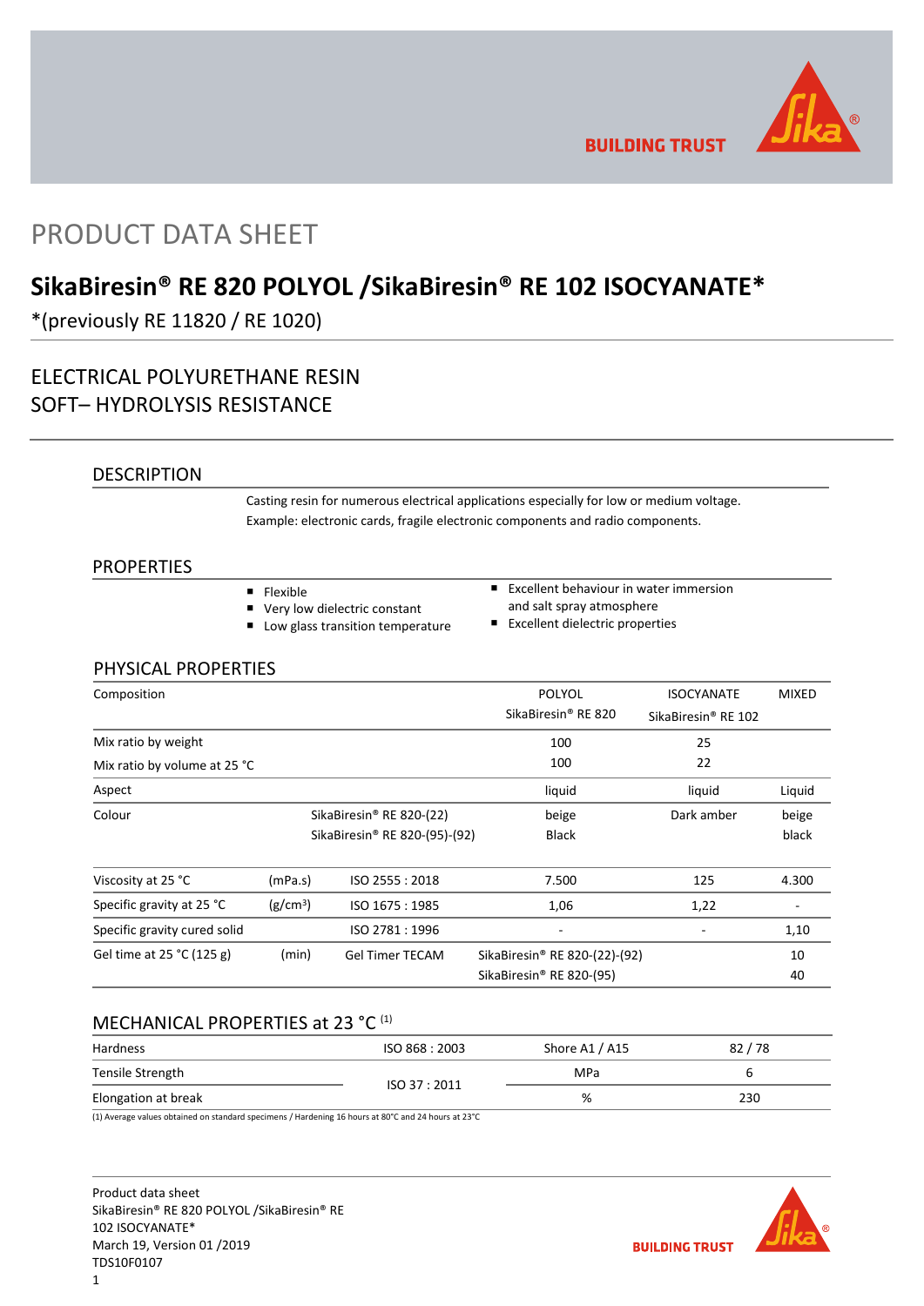# PRODUCT DATA SHEET

## SikaBiresin® RE 820 POLYOL /SikaBiresin® RE 102 ISOCYANATE*

*(previously RE 11820 / RE 1020)

### ELECTRICAL POLYURETHANE RESIN
### SOFT– HYDROLYSIS RESISTANCE

## DESCRIPTION

Casting resin for numerous electrical applications especially for low or medium voltage.
Example: electronic cards, fragile electronic components and radio components.

## PROPERTIES

- Flexible
- Very low dielectric constant
- Low glass transition temperature
- Excellent behaviour in water immersion and salt spray atmosphere
- Excellent dielectric properties

## PHYSICAL PROPERTIES

| Composition | | | POLYOL SikaBiresin® RE 820 | ISOCYANATE SikaBiresin® RE 102 | MIXED |
|---|---|---|---|---|---|
| Mix ratio by weight | | | 100 | 25 | |
| Mix ratio by volume at 25 °C | | | 100 | 22 | |
| Aspect | | | liquid | liquid | Liquid |
| Colour | | SikaBiresin® RE 820-(22) | beige | Dark amber | beige |
| | | SikaBiresin® RE 820-(95)-(92) | Black | | black |
| Viscosity at 25 °C | (mPa.s) | ISO 2555 : 2018 | 7.500 | 125 | 4.300 |
| Specific gravity at 25 °C | (g/cm³) | ISO 1675 : 1985 | 1,06 | 1,22 | - |
| Specific gravity cured solid | | ISO 2781 : 1996 | - | - | 1,10 |
| Gel time at 25 °C (125 g) | (min) | Gel Timer TECAM | SikaBiresin® RE 820-(22)-(92) | | 10 |
| | | | SikaBiresin® RE 820-(95) | | 40 |

## MECHANICAL PROPERTIES at 23 °C (1)

| | | | |
|---|---|---|---|
| Hardness | ISO 868 : 2003 | Shore A1 / A15 | 82 / 78 |
| Tensile Strength | ISO 37 : 2011 | MPa | 6 |
| Elongation at break | ISO 37 : 2011 | % | 230 |

(1) Average values obtained on standard specimens / Hardening 16 hours at 80°C and 24 hours at 23°C

Product data sheet
SikaBiresin® RE 820 POLYOL /SikaBiresin® RE 102 ISOCYANATE*
March 19, Version 01 /2019
TDS10F0107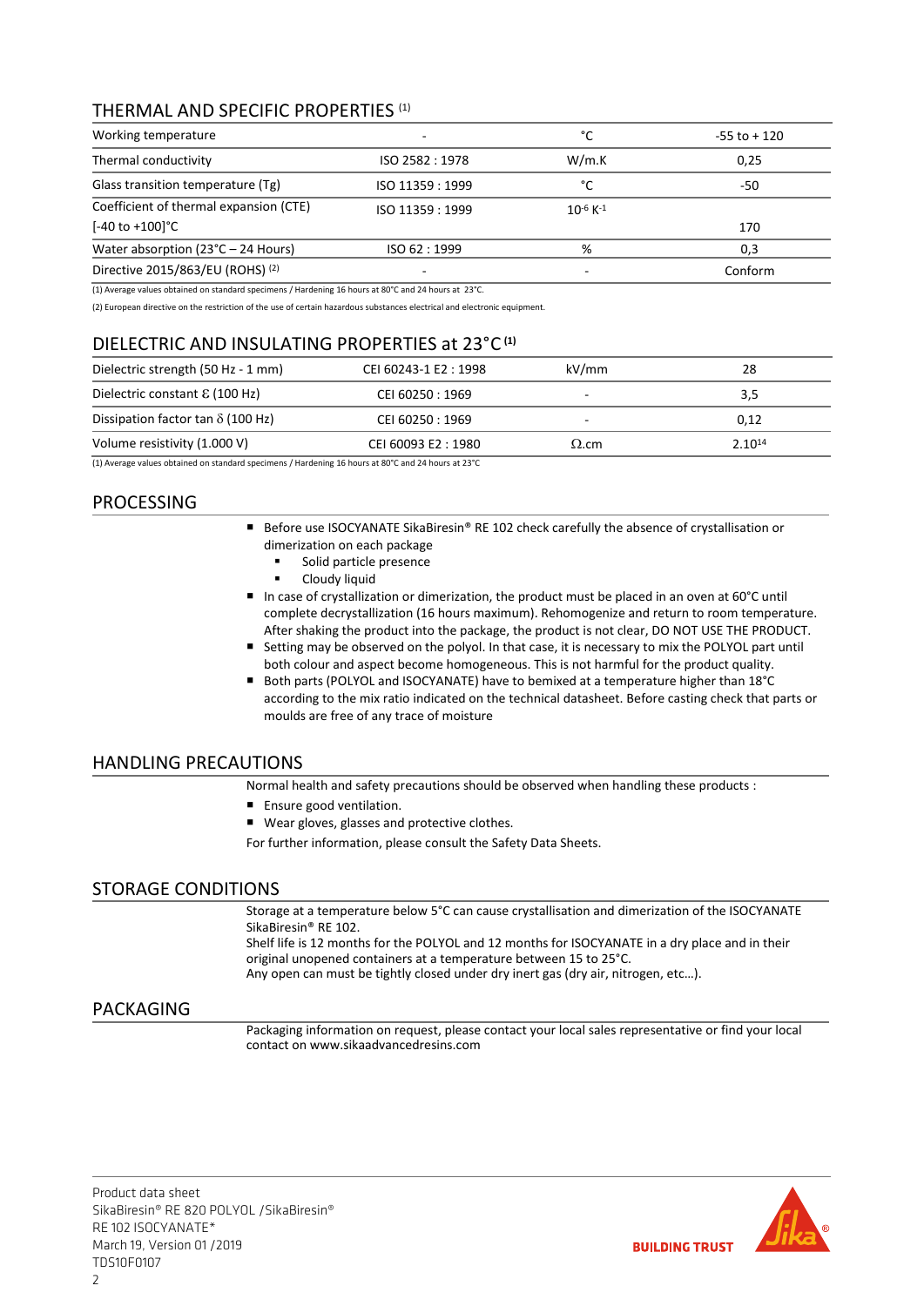## THERMAL AND SPECIFIC PROPERTIES [(1)]

| Working temperature | - | °C | -55 to + 120 |
|---|---|---|---|
| Thermal conductivity | ISO 2582 : 1978 | W/m.K | 0,25 |
| Glass transition temperature (Tg) | ISO 11359 : 1999 | °C | -50 |
| Coefficient of thermal expansion (CTE) [-40 to +100]°C | ISO 11359 : 1999 | $10^{-6}$ $K^{-1}$ | 170 |
| Water absorption (23°C – 24 Hours) | ISO 62 : 1999 | % | 0,3 |
| Directive 2015/863/EU (ROHS) [(2)] | - | - | Conform |

(1) Average values obtained on standard specimens / Hardening 16 hours at 80°C and 24 hours at 23°C.

(2) European directive on the restriction of the use of certain hazardous substances electrical and electronic equipment.

## DIELECTRIC AND INSULATING PROPERTIES at 23°C [(1)]

| Dielectric strength (50 Hz - 1 mm) | CEI 60243-1 E2 : 1998 | kV/mm | 28 |
|---|---|---|---|
| Dielectric constant Ɛ (100 Hz) | CEI 60250 : 1969 | - | 3,5 |
| Dissipation factor tan $\delta$ (100 Hz) | CEI 60250 : 1969 | - | 0,12 |
| Volume resistivity (1.000 V) | CEI 60093 E2 : 1980 | $\Omega$.cm | $2.10^{14}$ |

(1) Average values obtained on standard specimens / Hardening 16 hours at 80°C and 24 hours at 23°C

## PROCESSING

- Before use ISOCYANATE SikaBiresin® RE 102 check carefully the absence of crystallisation or dimerization on each package
  - Solid particle presence
  - Cloudy liquid
- In case of crystallization or dimerization, the product must be placed in an oven at 60°C until complete decrystallization (16 hours maximum). Rehomogenize and return to room temperature. After shaking the product into the package, the product is not clear, DO NOT USE THE PRODUCT.
- Setting may be observed on the polyol. In that case, it is necessary to mix the POLYOL part until both colour and aspect become homogeneous. This is not harmful for the product quality.
- Both parts (POLYOL and ISOCYANATE) have to bemixed at a temperature higher than 18°C according to the mix ratio indicated on the technical datasheet. Before casting check that parts or moulds are free of any trace of moisture

## HANDLING PRECAUTIONS

Normal health and safety precautions should be observed when handling these products :

- Ensure good ventilation.
- Wear gloves, glasses and protective clothes.

For further information, please consult the Safety Data Sheets.

## STORAGE CONDITIONS

Storage at a temperature below 5°C can cause crystallisation and dimerization of the ISOCYANATE SikaBiresin® RE 102.
Shelf life is 12 months for the POLYOL and 12 months for ISOCYANATE in a dry place and in their original unopened containers at a temperature between 15 to 25°C.
Any open can must be tightly closed under dry inert gas (dry air, nitrogen, etc…).

## PACKAGING

Packaging information on request, please contact your local sales representative or find your local contact on www.sikaadvancedresins.com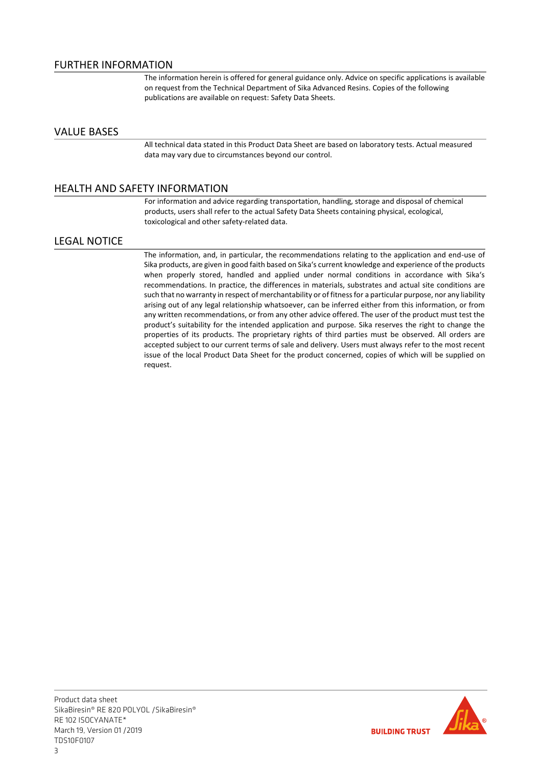## FURTHER INFORMATION

The information herein is offered for general guidance only. Advice on specific applications is available on request from the Technical Department of Sika Advanced Resins. Copies of the following publications are available on request: Safety Data Sheets.

## VALUE BASES

All technical data stated in this Product Data Sheet are based on laboratory tests. Actual measured data may vary due to circumstances beyond our control.

## HEALTH AND SAFETY INFORMATION

For information and advice regarding transportation, handling, storage and disposal of chemical products, users shall refer to the actual Safety Data Sheets containing physical, ecological, toxicological and other safety-related data.

## LEGAL NOTICE

The information, and, in particular, the recommendations relating to the application and end-use of Sika products, are given in good faith based on Sika's current knowledge and experience of the products when properly stored, handled and applied under normal conditions in accordance with Sika's recommendations. In practice, the differences in materials, substrates and actual site conditions are such that no warranty in respect of merchantability or of fitness for a particular purpose, nor any liability arising out of any legal relationship whatsoever, can be inferred either from this information, or from any written recommendations, or from any other advice offered. The user of the product must test the product's suitability for the intended application and purpose. Sika reserves the right to change the properties of its products. The proprietary rights of third parties must be observed. All orders are accepted subject to our current terms of sale and delivery. Users must always refer to the most recent issue of the local Product Data Sheet for the product concerned, copies of which will be supplied on request.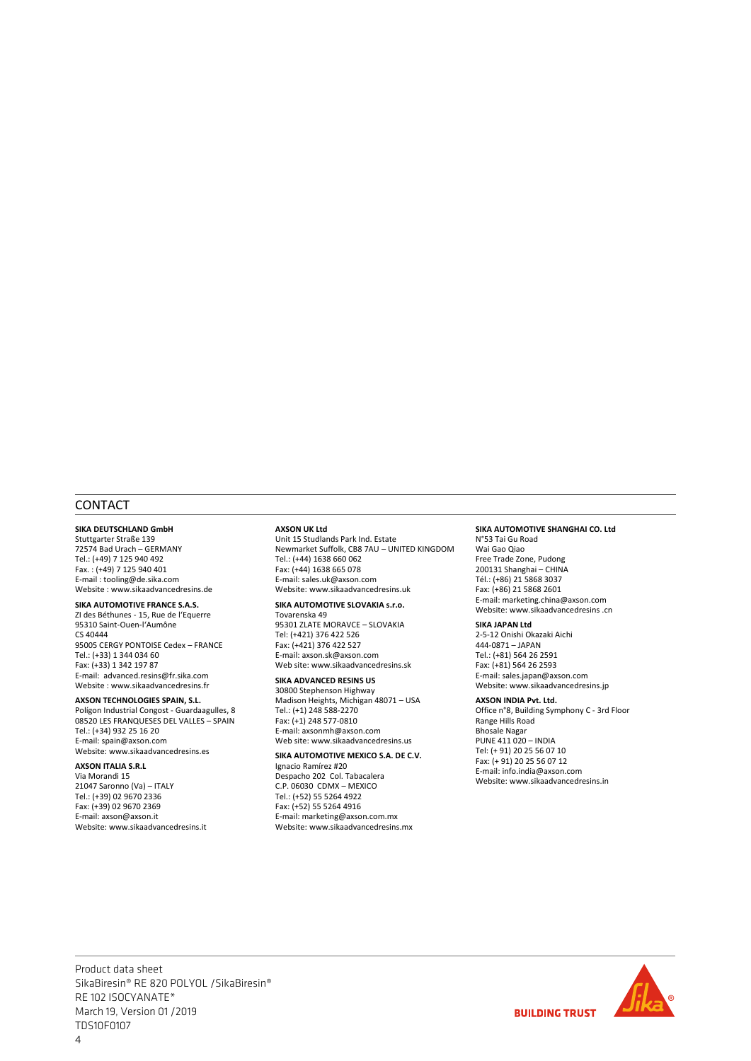## CONTACT

**SIKA DEUTSCHLAND GmbH**
Stuttgarter Straße 139
72574 Bad Urach – GERMANY
Tel.: (+49) 7 125 940 492
Fax. : (+49) 7 125 940 401
E-mail : tooling@de.sika.com
Website : www.sikaadvancedresins.de

**SIKA AUTOMOTIVE FRANCE S.A.S.**
ZI des Béthunes - 15, Rue de l'Equerre
95310 Saint-Ouen-l'Aumône
CS 40444
95005 CERGY PONTOISE Cedex – FRANCE
Tel.: (+33) 1 344 034 60
Fax: (+33) 1 342 197 87
E-mail: advanced.resins@fr.sika.com
Website : www.sikaadvancedresins.fr

**AXSON TECHNOLOGIES SPAIN, S.L.**
Polígon Industrial Congost - Guardaagulles, 8
08520 LES FRANQUESES DEL VALLES – SPAIN
Tel.: (+34) 932 25 16 20
E-mail: spain@axson.com
Website: www.sikaadvancedresins.es

**AXSON ITALIA S.R.L**
Via Morandi 15
21047 Saronno (Va) – ITALY
Tel.: (+39) 02 9670 2336
Fax: (+39) 02 9670 2369
E-mail: axson@axson.it
Website: www.sikaadvancedresins.it

**AXSON UK Ltd**
Unit 15 Studlands Park Ind. Estate
Newmarket Suffolk, CB8 7AU – UNITED KINGDOM
Tel.: (+44) 1638 660 062
Fax: (+44) 1638 665 078
E-mail: sales.uk@axson.com
Website: www.sikaadvancedresins.uk

**SIKA AUTOMOTIVE SLOVAKIA s.r.o.**
Tovarenska 49
95301 ZLATE MORAVCE – SLOVAKIA
Tel: (+421) 376 422 526
Fax: (+421) 376 422 527
E-mail: axson.sk@axson.com
Web site: www.sikaadvancedresins.sk

**SIKA ADVANCED RESINS US**
30800 Stephenson Highway
Madison Heights, Michigan 48071 – USA
Tel.: (+1) 248 588-2270
Fax: (+1) 248 577-0810
E-mail: axsonmh@axson.com
Web site: www.sikaadvancedresins.us

**SIKA AUTOMOTIVE MEXICO S.A. DE C.V.**
Ignacio Ramírez #20
Despacho 202 Col. Tabacalera
C.P. 06030 CDMX – MEXICO
Tel.: (+52) 55 5264 4922
Fax: (+52) 55 5264 4916
E-mail: marketing@axson.com.mx
Website: www.sikaadvancedresins.mx

**SIKA AUTOMOTIVE SHANGHAI CO. Ltd**
N°53 Tai Gu Road
Wai Gao Qiao
Free Trade Zone, Pudong
200131 Shanghai – CHINA
Tél.: (+86) 21 5868 3037
Fax: (+86) 21 5868 2601
E-mail: marketing.china@axson.com
Website: www.sikaadvancedresins .cn

**SIKA JAPAN Ltd**
2-5-12 Onishi Okazaki Aichi
444-0871 – JAPAN
Tel.: (+81) 564 26 2591
Fax: (+81) 564 26 2593
E-mail: sales.japan@axson.com
Website: www.sikaadvancedresins.jp

**AXSON INDIA Pvt. Ltd.**
Office n°8, Building Symphony C - 3rd Floor
Range Hills Road
Bhosale Nagar
PUNE 411 020 – INDIA
Tel: (+ 91) 20 25 56 07 10
Fax: (+ 91) 20 25 56 07 12
E-mail: info.india@axson.com
Website: www.sikaadvancedresins.in